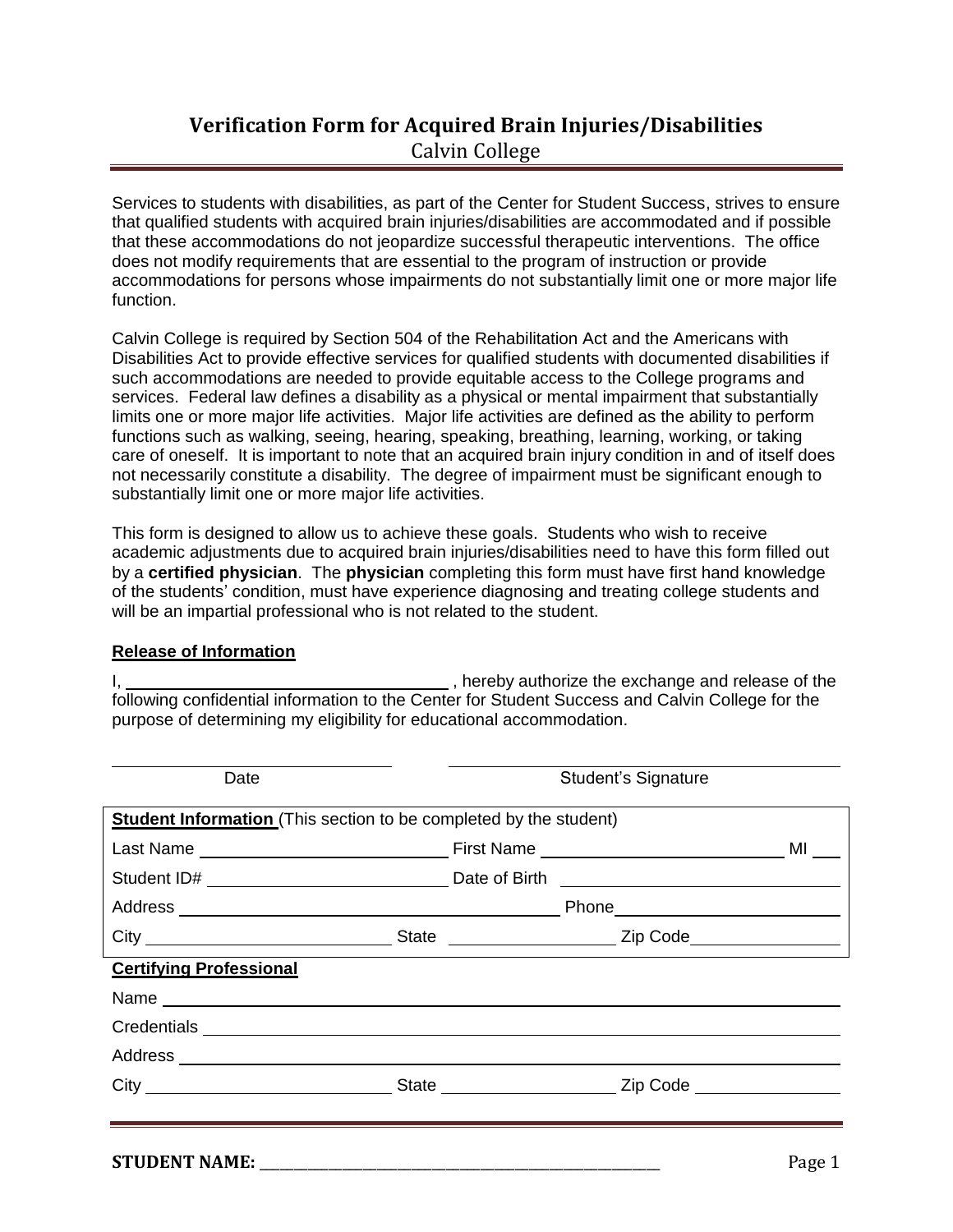# Verification Form for Acquired Brain Injuries/Disabilities

Calvin College

Services to students with disabilities, as part of the Center for Student Success, strives to ensure that qualified students with acquired brain injuries/disabilities are accommodated and if possible that these accommodations do not jeopardize successful therapeutic interventions. The office does not modify requirements that are essential to the program of instruction or provide accommodations for persons whose impairments do not substantially limit one or more major life function.

Calvin College is required by Section 504 of the Rehabilitation Act and the Americans with Disabilities Act to provide effective services for qualified students with documented disabilities if such accommodations are needed to provide equitable access to the College programs and services. Federal law defines a disability as a physical or mental impairment that substantially limits one or more major life activities. Major life activities are defined as the ability to perform functions such as walking, seeing, hearing, speaking, breathing, learning, working, or taking care of oneself. It is important to note that an acquired brain injury condition in and of itself does not necessarily constitute a disability. The degree of impairment must be significant enough to substantially limit one or more major life activities.

This form is designed to allow us to achieve these goals. Students who wish to receive academic adjustments due to acquired brain injuries/disabilities need to have this form filled out by a **certified physician**. The **physician** completing this form must have first hand knowledge of the students' condition, must have experience diagnosing and treating college students and will be an impartial professional who is not related to the student.

**Release of Information**

I, ______________________________ , hereby authorize the exchange and release of the following confidential information to the Center for Student Success and Calvin College for the purpose of determining my eligibility for educational accommodation.

______________________________ Date

______________________________ Student's Signature

**Student Information** (This section to be completed by the student)

Last Name ______________________ First Name ______________________ MI ____

Student ID# ______________________ Date of Birth ______________________

Address ______________________________ Phone ______________________

City ______________________ State ______________ Zip Code ______________

**Certifying Professional**

Name ______________________________________________________________

Credentials __________________________________________________________

Address ____________________________________________________________

City ______________________ State ______________ Zip Code ______________

**STUDENT NAME:** ______________________________________________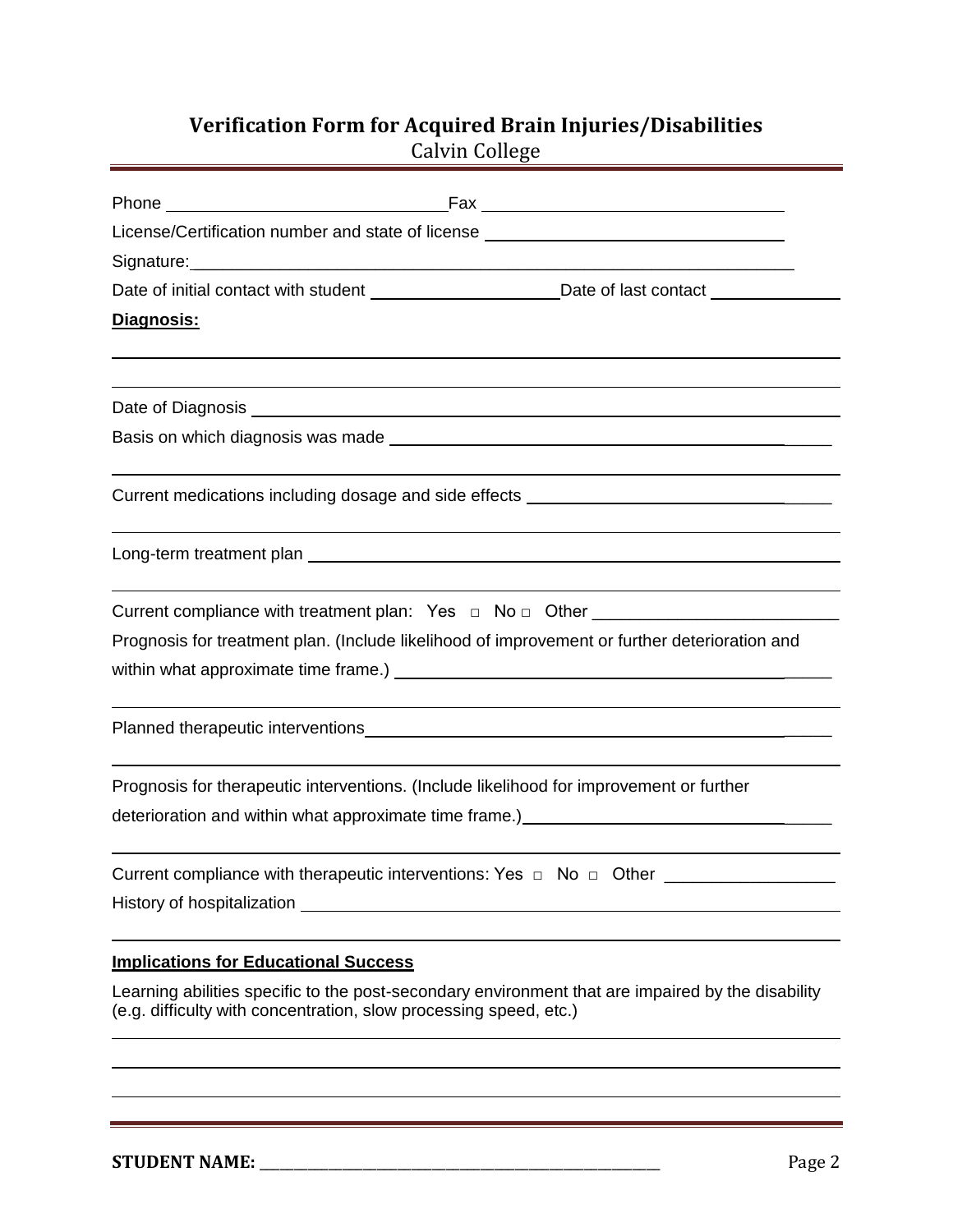# Verification Form for Acquired Brain Injuries/Disabilities

Calvin College

Phone ______________________________ Fax ______________________________

License/Certification number and state of license ______________________________

Signature: ______________________________________________________________

Date of initial contact with student ____________________ Date of last contact ______________

**Diagnosis:**

______________________________________________________________

______________________________________________________________

Date of Diagnosis ______________________________________________________________

Basis on which diagnosis was made ______________________________________________

______________________________________________________________

Current medications including dosage and side effects ______________________________

______________________________________________________________

Long-term treatment plan ______________________________________________________

______________________________________________________________

Current compliance with treatment plan: Yes □ No □ Other _________________________

Prognosis for treatment plan. (Include likelihood of improvement or further deterioration and within what approximate time frame.) ______________________________________________

______________________________________________________________

Planned therapeutic interventions ______________________________________________

______________________________________________________________

Prognosis for therapeutic interventions. (Include likelihood for improvement or further deterioration and within what approximate time frame.) ______________________________

______________________________________________________________

Current compliance with therapeutic interventions: Yes □ No □ Other _________________

History of hospitalization ______________________________________________________

______________________________________________________________

**Implications for Educational Success**

Learning abilities specific to the post-secondary environment that are impaired by the disability (e.g. difficulty with concentration, slow processing speed, etc.)

______________________________________________________________

______________________________________________________________

______________________________________________________________

**STUDENT NAME:** ______________________________________________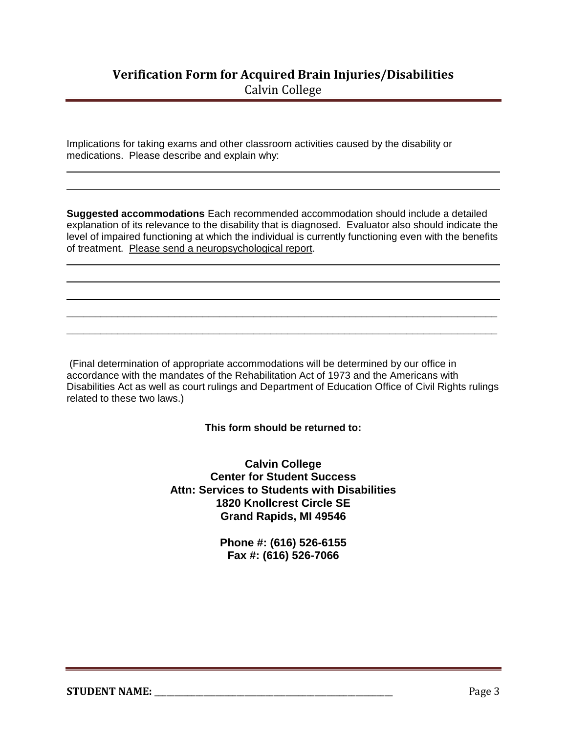Implications for taking exams and other classroom activities caused by the disability or medications. Please describe and explain why:

______________________________________________________________________________

______________________________________________________________________________

**Suggested accommodations** Each recommended accommodation should include a detailed explanation of its relevance to the disability that is diagnosed. Evaluator also should indicate the level of impaired functioning at which the individual is currently functioning even with the benefits of treatment. Please send a neuropsychological report.

______________________________________________________________________________

______________________________________________________________________________

______________________________________________________________________________

______________________________________________________________________________

______________________________________________________________________________

(Final determination of appropriate accommodations will be determined by our office in accordance with the mandates of the Rehabilitation Act of 1973 and the Americans with Disabilities Act as well as court rulings and Department of Education Office of Civil Rights rulings related to these two laws.)

**This form should be returned to:**

**Calvin College**
**Center for Student Success**
**Attn: Services to Students with Disabilities**
**1820 Knollcrest Circle SE**
**Grand Rapids, MI 49546**

**Phone #: (616) 526-6155**
**Fax #: (616) 526-7066**

**STUDENT NAME:** ____________________________________________